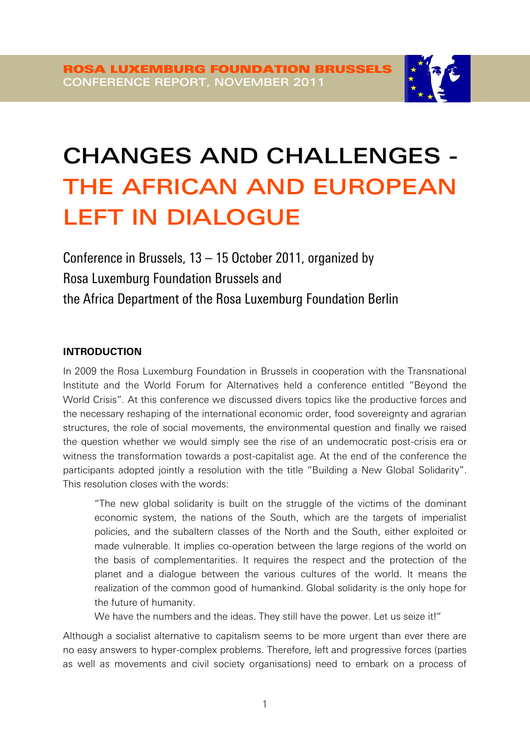**ROSA LUXEMBURG FOUNDATION BRUSSELS**
CONFERENCE REPORT, NOVEMBER 2011

# CHANGES AND CHALLENGES - THE AFRICAN AND EUROPEAN LEFT IN DIALOGUE

Conference in Brussels, 13 – 15 October 2011, organized by
Rosa Luxemburg Foundation Brussels and
the Africa Department of the Rosa Luxemburg Foundation Berlin

## INTRODUCTION

In 2009 the Rosa Luxemburg Foundation in Brussels in cooperation with the Transnational Institute and the World Forum for Alternatives held a conference entitled "Beyond the World Crisis". At this conference we discussed divers topics like the productive forces and the necessary reshaping of the international economic order, food sovereignty and agrarian structures, the role of social movements, the environmental question and finally we raised the question whether we would simply see the rise of an undemocratic post-crisis era or witness the transformation towards a post-capitalist age. At the end of the conference the participants adopted jointly a resolution with the title "Building a New Global Solidarity". This resolution closes with the words:

> "The new global solidarity is built on the struggle of the victims of the dominant economic system, the nations of the South, which are the targets of imperialist policies, and the subaltern classes of the North and the South, either exploited or made vulnerable. It implies co-operation between the large regions of the world on the basis of complementarities. It requires the respect and the protection of the planet and a dialogue between the various cultures of the world. It means the realization of the common good of humankind. Global solidarity is the only hope for the future of humanity.
>
> We have the numbers and the ideas. They still have the power. Let us seize it!"

Although a socialist alternative to capitalism seems to be more urgent than ever there are no easy answers to hyper-complex problems. Therefore, left and progressive forces (parties as well as movements and civil society organisations) need to embark on a process of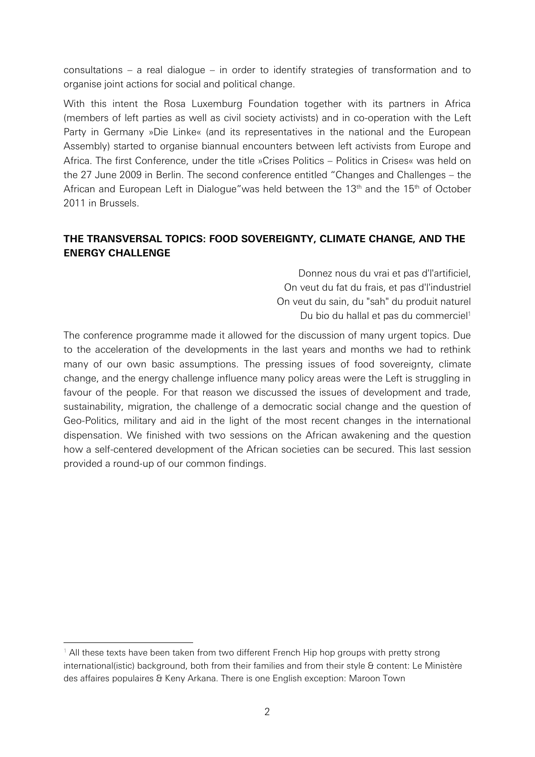consultations – a real dialogue – in order to identify strategies of transformation and to organise joint actions for social and political change.

With this intent the Rosa Luxemburg Foundation together with its partners in Africa (members of left parties as well as civil society activists) and in co-operation with the Left Party in Germany »Die Linke« (and its representatives in the national and the European Assembly) started to organise biannual encounters between left activists from Europe and Africa. The first Conference, under the title »Crises Politics – Politics in Crises« was held on the 27 June 2009 in Berlin. The second conference entitled "Changes and Challenges – the African and European Left in Dialogue"was held between the 13th and the 15th of October 2011 in Brussels.

## THE TRANSVERSAL TOPICS: FOOD SOVEREIGNTY, CLIMATE CHANGE, AND THE ENERGY CHALLENGE

Donnez nous du vrai et pas d'l'artificiel,
On veut du fat du frais, et pas d'l'industriel
On veut du sain, du "sah" du produit naturel
Du bio du hallal et pas du commerciel[1]

The conference programme made it allowed for the discussion of many urgent topics. Due to the acceleration of the developments in the last years and months we had to rethink many of our own basic assumptions. The pressing issues of food sovereignty, climate change, and the energy challenge influence many policy areas were the Left is struggling in favour of the people. For that reason we discussed the issues of development and trade, sustainability, migration, the challenge of a democratic social change and the question of Geo-Politics, military and aid in the light of the most recent changes in the international dispensation. We finished with two sessions on the African awakening and the question how a self-centered development of the African societies can be secured. This last session provided a round-up of our common findings.

[1] All these texts have been taken from two different French Hip hop groups with pretty strong international(istic) background, both from their families and from their style & content: Le Ministère des affaires populaires & Keny Arkana. There is one English exception: Maroon Town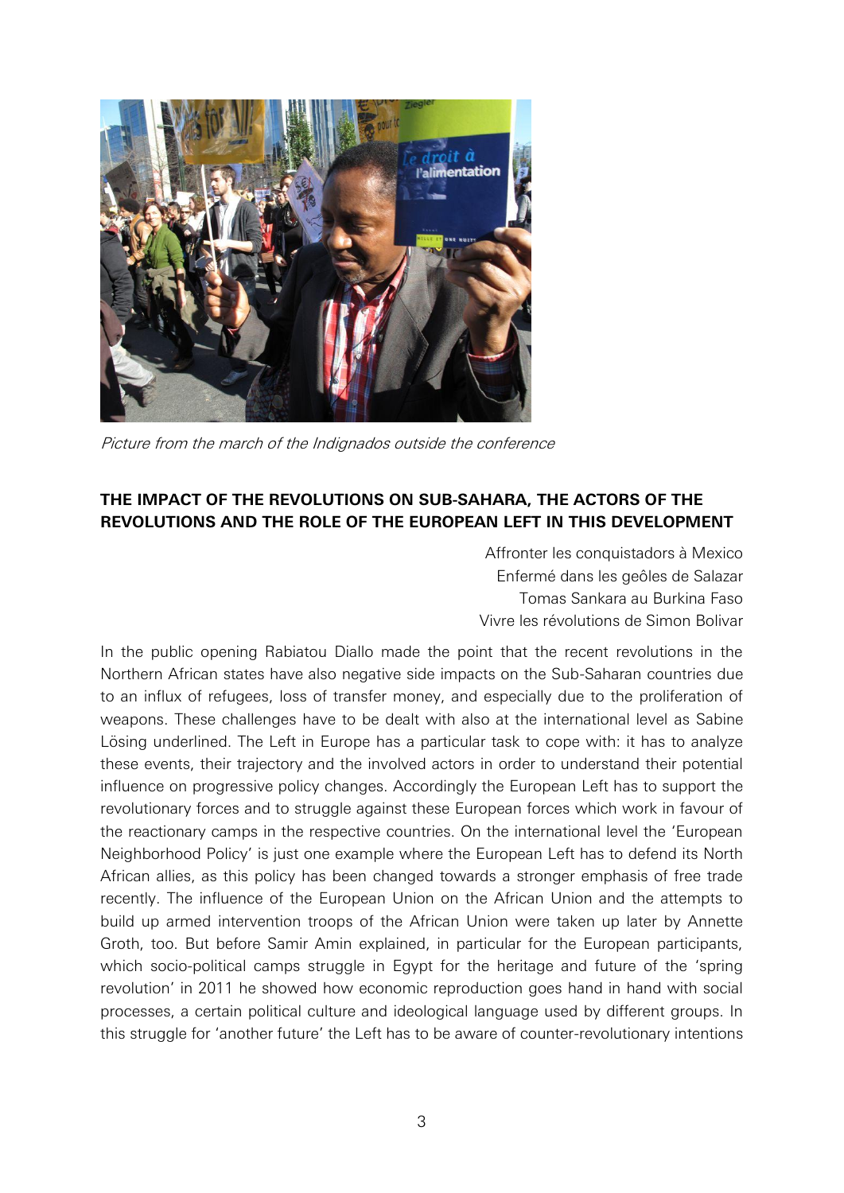*Picture from the march of the Indignados outside the conference*

## THE IMPACT OF THE REVOLUTIONS ON SUB-SAHARA, THE ACTORS OF THE REVOLUTIONS AND THE ROLE OF THE EUROPEAN LEFT IN THIS DEVELOPMENT

Affronter les conquistadors à Mexico  
Enfermé dans les geôles de Salazar  
Tomas Sankara au Burkina Faso  
Vivre les révolutions de Simon Bolivar

In the public opening Rabiatou Diallo made the point that the recent revolutions in the Northern African states have also negative side impacts on the Sub-Saharan countries due to an influx of refugees, loss of transfer money, and especially due to the proliferation of weapons. These challenges have to be dealt with also at the international level as Sabine Lösing underlined. The Left in Europe has a particular task to cope with: it has to analyze these events, their trajectory and the involved actors in order to understand their potential influence on progressive policy changes. Accordingly the European Left has to support the revolutionary forces and to struggle against these European forces which work in favour of the reactionary camps in the respective countries. On the international level the 'European Neighborhood Policy' is just one example where the European Left has to defend its North African allies, as this policy has been changed towards a stronger emphasis of free trade recently. The influence of the European Union on the African Union and the attempts to build up armed intervention troops of the African Union were taken up later by Annette Groth, too. But before Samir Amin explained, in particular for the European participants, which socio-political camps struggle in Egypt for the heritage and future of the 'spring revolution' in 2011 he showed how economic reproduction goes hand in hand with social processes, a certain political culture and ideological language used by different groups. In this struggle for 'another future' the Left has to be aware of counter-revolutionary intentions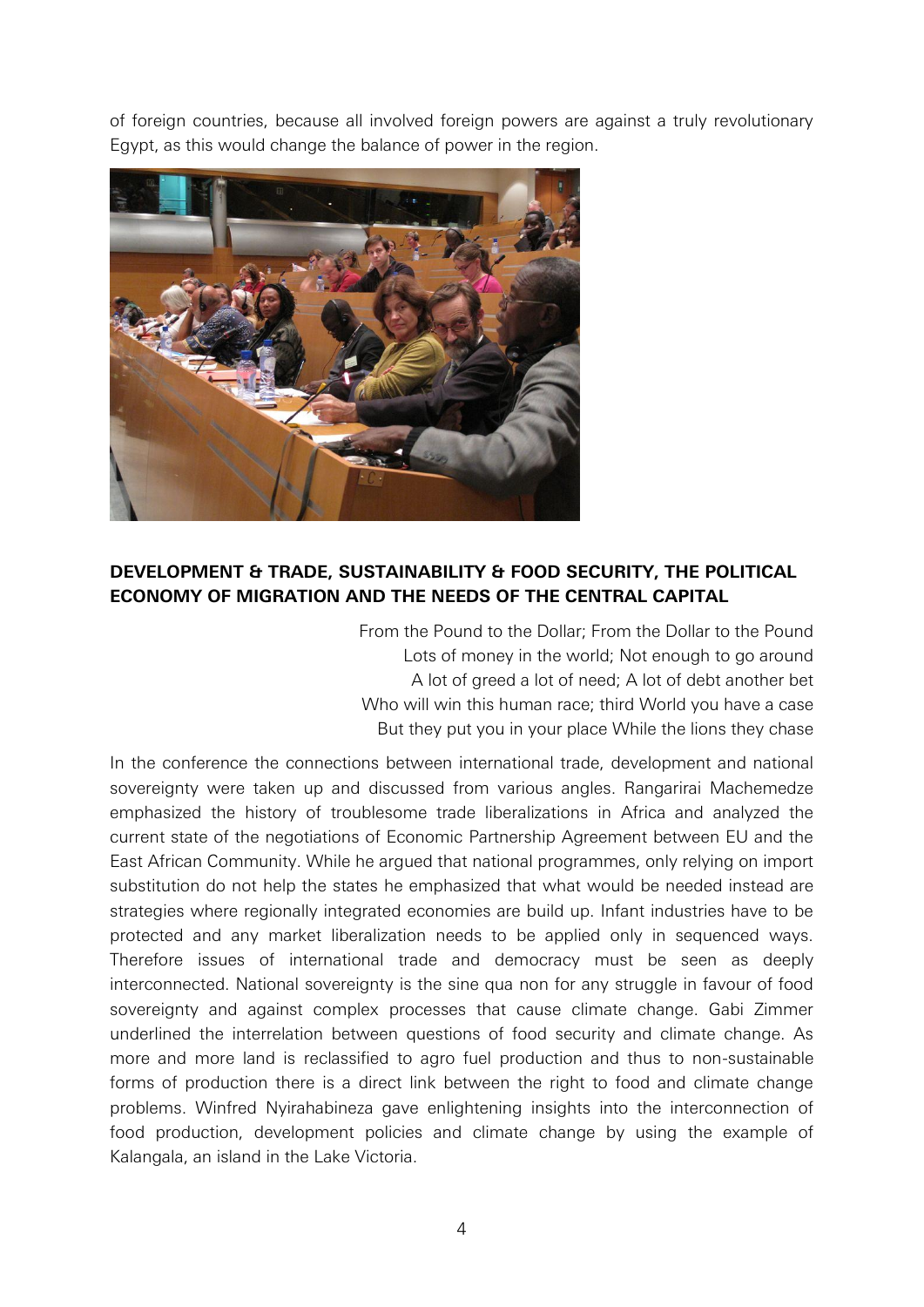of foreign countries, because all involved foreign powers are against a truly revolutionary Egypt, as this would change the balance of power in the region.

## DEVELOPMENT & TRADE, SUSTAINABILITY & FOOD SECURITY, THE POLITICAL ECONOMY OF MIGRATION AND THE NEEDS OF THE CENTRAL CAPITAL

From the Pound to the Dollar; From the Dollar to the Pound
Lots of money in the world; Not enough to go around
A lot of greed a lot of need; A lot of debt another bet
Who will win this human race; third World you have a case
But they put you in your place While the lions they chase

In the conference the connections between international trade, development and national sovereignty were taken up and discussed from various angles. Rangarirai Machemedze emphasized the history of troublesome trade liberalizations in Africa and analyzed the current state of the negotiations of Economic Partnership Agreement between EU and the East African Community. While he argued that national programmes, only relying on import substitution do not help the states he emphasized that what would be needed instead are strategies where regionally integrated economies are build up. Infant industries have to be protected and any market liberalization needs to be applied only in sequenced ways. Therefore issues of international trade and democracy must be seen as deeply interconnected. National sovereignty is the sine qua non for any struggle in favour of food sovereignty and against complex processes that cause climate change. Gabi Zimmer underlined the interrelation between questions of food security and climate change. As more and more land is reclassified to agro fuel production and thus to non-sustainable forms of production there is a direct link between the right to food and climate change problems. Winfred Nyirahabineza gave enlightening insights into the interconnection of food production, development policies and climate change by using the example of Kalangala, an island in the Lake Victoria.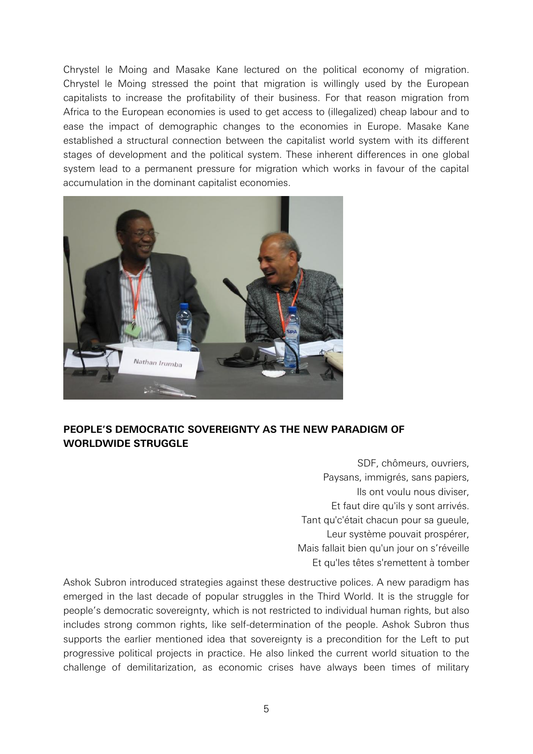Chrystel le Moing and Masake Kane lectured on the political economy of migration. Chrystel le Moing stressed the point that migration is willingly used by the European capitalists to increase the profitability of their business. For that reason migration from Africa to the European economies is used to get access to (illegalized) cheap labour and to ease the impact of demographic changes to the economies in Europe. Masake Kane established a structural connection between the capitalist world system with its different stages of development and the political system. These inherent differences in one global system lead to a permanent pressure for migration which works in favour of the capital accumulation in the dominant capitalist economies.

## PEOPLE'S DEMOCRATIC SOVEREIGNTY AS THE NEW PARADIGM OF WORLDWIDE STRUGGLE

SDF, chômeurs, ouvriers,
Paysans, immigrés, sans papiers,
Ils ont voulu nous diviser,
Et faut dire qu'ils y sont arrivés.
Tant qu'c'était chacun pour sa gueule,
Leur système pouvait prospérer,
Mais fallait bien qu'un jour on s'réveille
Et qu'les têtes s'remettent à tomber

Ashok Subron introduced strategies against these destructive polices. A new paradigm has emerged in the last decade of popular struggles in the Third World. It is the struggle for people's democratic sovereignty, which is not restricted to individual human rights, but also includes strong common rights, like self-determination of the people. Ashok Subron thus supports the earlier mentioned idea that sovereignty is a precondition for the Left to put progressive political projects in practice. He also linked the current world situation to the challenge of demilitarization, as economic crises have always been times of military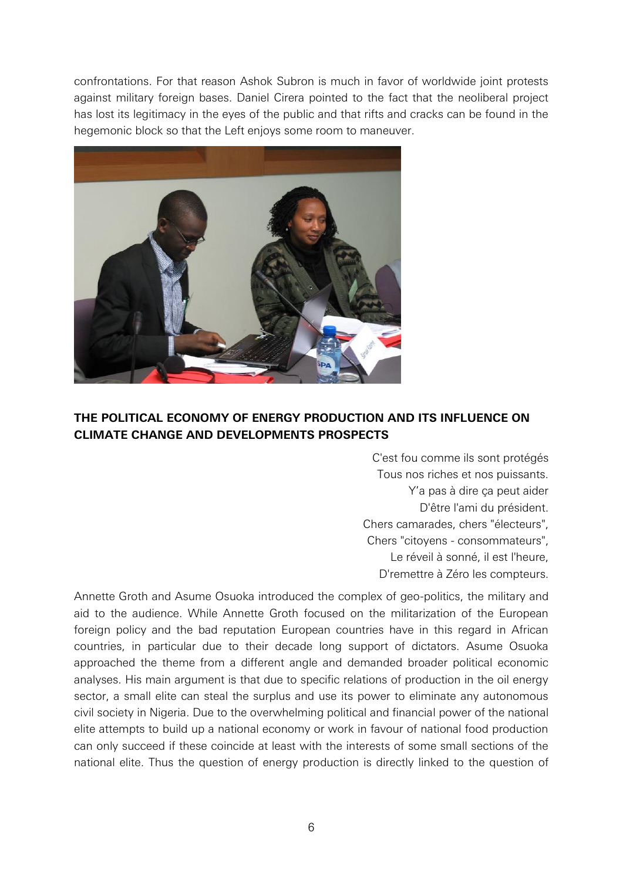confrontations. For that reason Ashok Subron is much in favor of worldwide joint protests against military foreign bases. Daniel Cirera pointed to the fact that the neoliberal project has lost its legitimacy in the eyes of the public and that rifts and cracks can be found in the hegemonic block so that the Left enjoys some room to maneuver.

## THE POLITICAL ECONOMY OF ENERGY PRODUCTION AND ITS INFLUENCE ON CLIMATE CHANGE AND DEVELOPMENTS PROSPECTS

C'est fou comme ils sont protégés
Tous nos riches et nos puissants.
Y'a pas à dire ça peut aider
D'être l'ami du président.
Chers camarades, chers "électeurs",
Chers "citoyens - consommateurs",
Le réveil à sonné, il est l'heure,
D'remettre à Zéro les compteurs.

Annette Groth and Asume Osuoka introduced the complex of geo-politics, the military and aid to the audience. While Annette Groth focused on the militarization of the European foreign policy and the bad reputation European countries have in this regard in African countries, in particular due to their decade long support of dictators. Asume Osuoka approached the theme from a different angle and demanded broader political economic analyses. His main argument is that due to specific relations of production in the oil energy sector, a small elite can steal the surplus and use its power to eliminate any autonomous civil society in Nigeria. Due to the overwhelming political and financial power of the national elite attempts to build up a national economy or work in favour of national food production can only succeed if these coincide at least with the interests of some small sections of the national elite. Thus the question of energy production is directly linked to the question of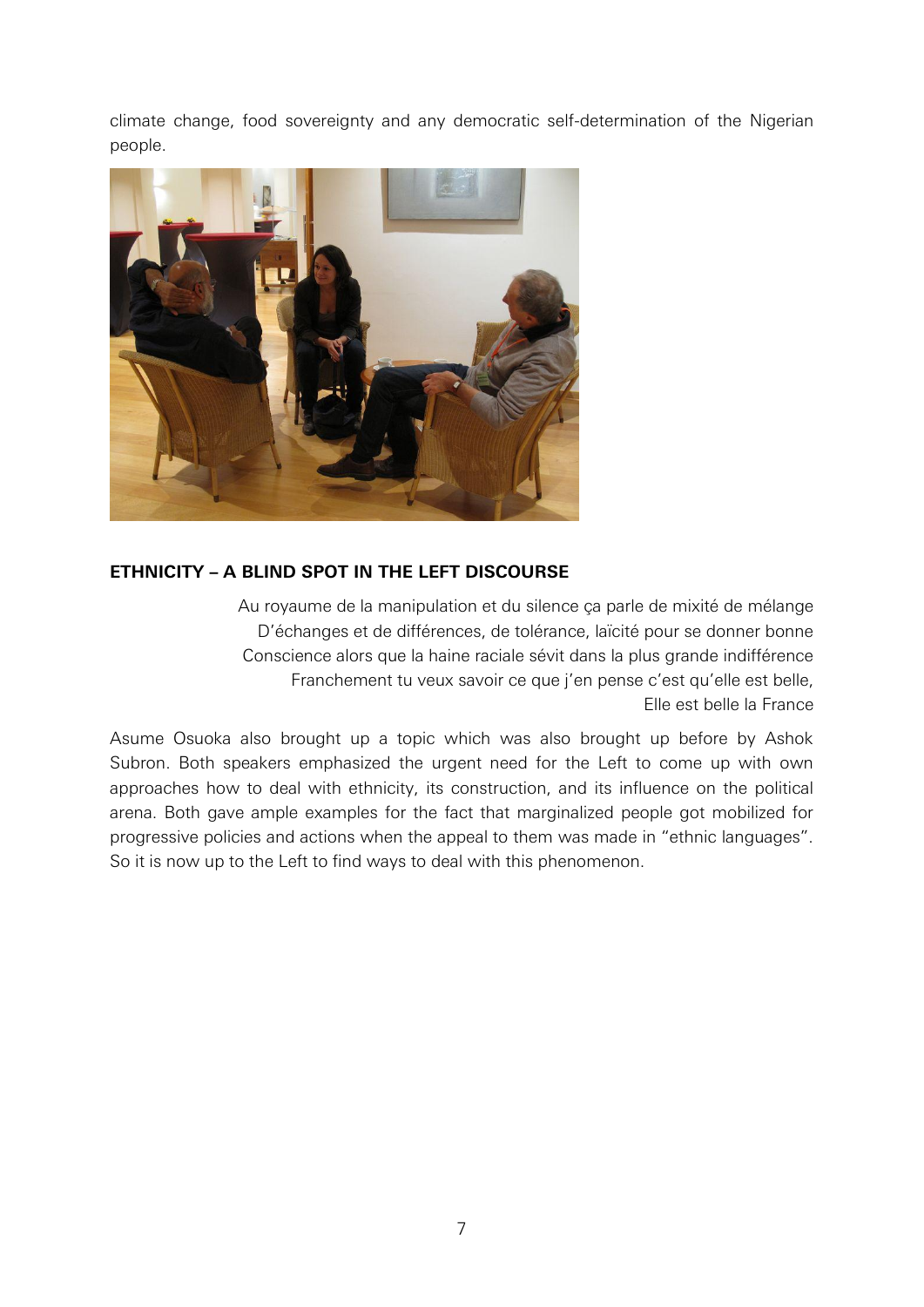climate change, food sovereignty and any democratic self-determination of the Nigerian people.

## ETHNICITY – A BLIND SPOT IN THE LEFT DISCOURSE

> Au royaume de la manipulation et du silence ça parle de mixité de mélange
> D'échanges et de différences, de tolérance, laïcité pour se donner bonne
> Conscience alors que la haine raciale sévit dans la plus grande indifférence
> Franchement tu veux savoir ce que j'en pense c'est qu'elle est belle,
> Elle est belle la France

Asume Osuoka also brought up a topic which was also brought up before by Ashok Subron. Both speakers emphasized the urgent need for the Left to come up with own approaches how to deal with ethnicity, its construction, and its influence on the political arena. Both gave ample examples for the fact that marginalized people got mobilized for progressive policies and actions when the appeal to them was made in "ethnic languages". So it is now up to the Left to find ways to deal with this phenomenon.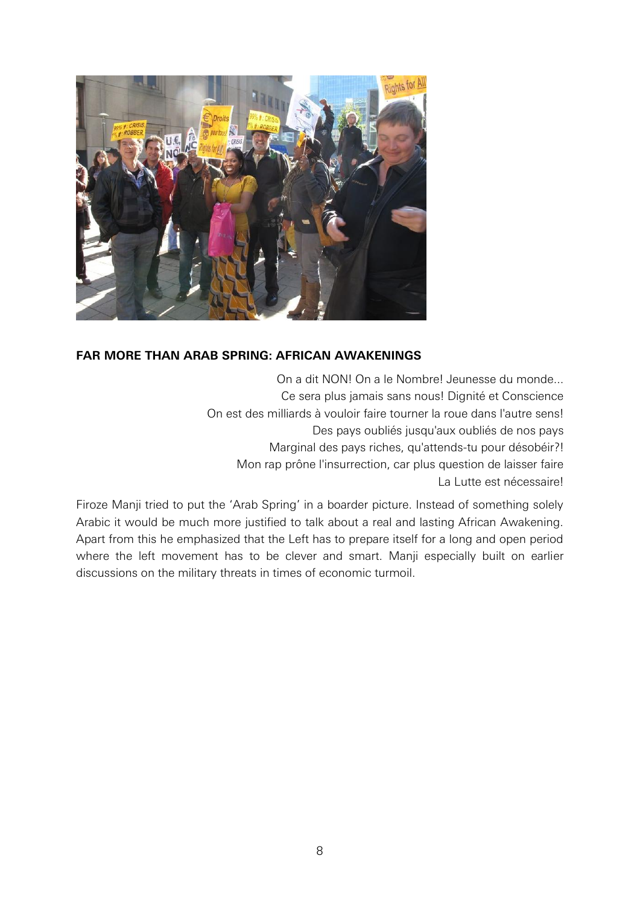## FAR MORE THAN ARAB SPRING: AFRICAN AWAKENINGS

On a dit NON! On a le Nombre! Jeunesse du monde...
Ce sera plus jamais sans nous! Dignité et Conscience
On est des milliards à vouloir faire tourner la roue dans l'autre sens!
Des pays oubliés jusqu'aux oubliés de nos pays
Marginal des pays riches, qu'attends-tu pour désobéir?!
Mon rap prône l'insurrection, car plus question de laisser faire
La Lutte est nécessaire!

Firoze Manji tried to put the 'Arab Spring' in a boarder picture. Instead of something solely Arabic it would be much more justified to talk about a real and lasting African Awakening. Apart from this he emphasized that the Left has to prepare itself for a long and open period where the left movement has to be clever and smart. Manji especially built on earlier discussions on the military threats in times of economic turmoil.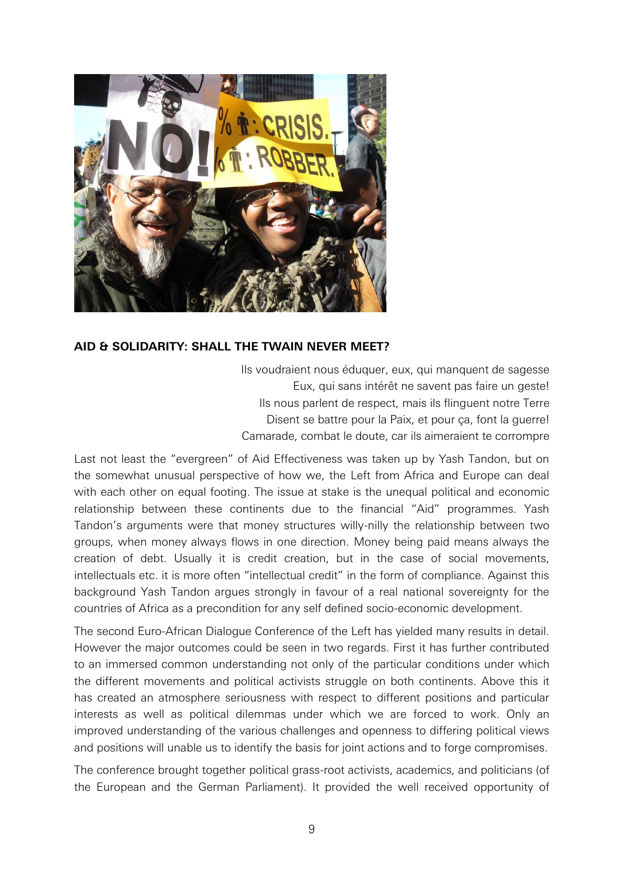**AID & SOLIDARITY: SHALL THE TWAIN NEVER MEET?**

Ils voudraient nous éduquer, eux, qui manquent de sagesse
Eux, qui sans intérêt ne savent pas faire un geste!
Ils nous parlent de respect, mais ils flinguent notre Terre
Disent se battre pour la Paix, et pour ça, font la guerre!
Camarade, combat le doute, car ils aimeraient te corrompre

Last not least the "evergreen" of Aid Effectiveness was taken up by Yash Tandon, but on the somewhat unusual perspective of how we, the Left from Africa and Europe can deal with each other on equal footing. The issue at stake is the unequal political and economic relationship between these continents due to the financial "Aid" programmes. Yash Tandon's arguments were that money structures willy-nilly the relationship between two groups, when money always flows in one direction. Money being paid means always the creation of debt. Usually it is credit creation, but in the case of social movements, intellectuals etc. it is more often "intellectual credit" in the form of compliance. Against this background Yash Tandon argues strongly in favour of a real national sovereignty for the countries of Africa as a precondition for any self defined socio-economic development.

The second Euro-African Dialogue Conference of the Left has yielded many results in detail. However the major outcomes could be seen in two regards. First it has further contributed to an immersed common understanding not only of the particular conditions under which the different movements and political activists struggle on both continents. Above this it has created an atmosphere seriousness with respect to different positions and particular interests as well as political dilemmas under which we are forced to work. Only an improved understanding of the various challenges and openness to differing political views and positions will unable us to identify the basis for joint actions and to forge compromises.

The conference brought together political grass-root activists, academics, and politicians (of the European and the German Parliament). It provided the well received opportunity of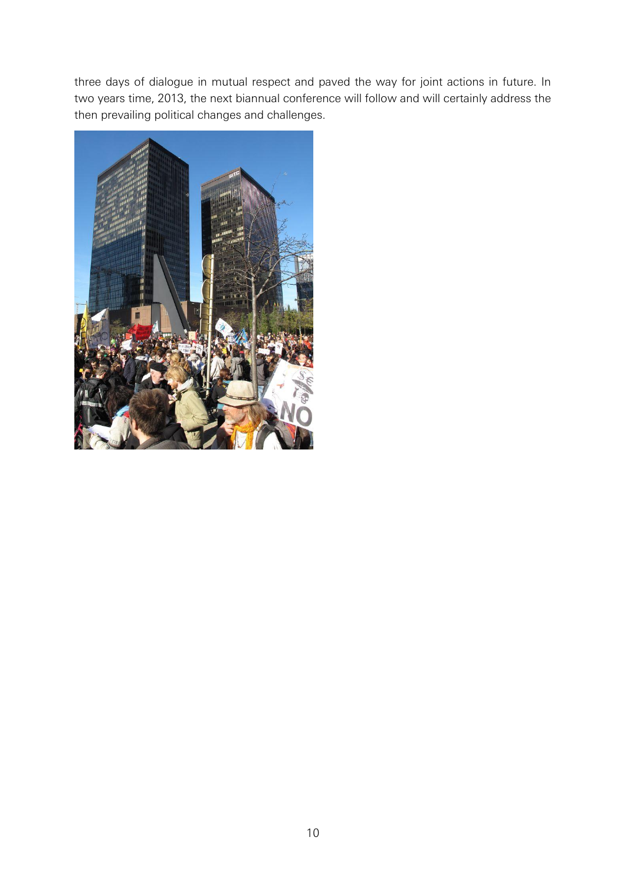three days of dialogue in mutual respect and paved the way for joint actions in future. In two years time, 2013, the next biannual conference will follow and will certainly address the then prevailing political changes and challenges.